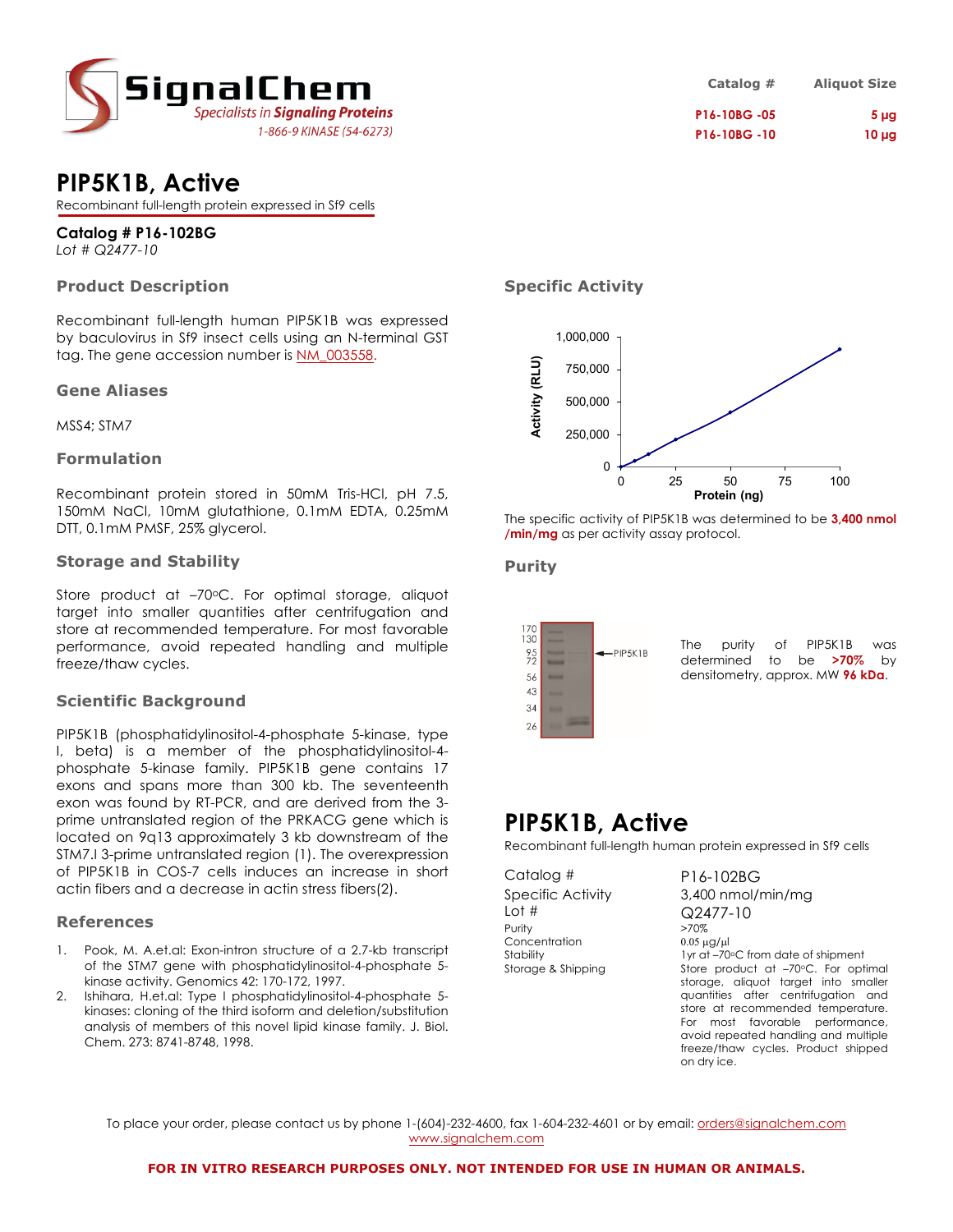SignalChem
*Specialists in **Signaling Proteins***
1-866-9 KINASE (54-6273)

| Catalog # | Aliquot Size |
|---|---|
| P16-10BG -05 | 5 µg |
| P16-10BG -10 | 10 µg |

# PIP5K1B, Active

Recombinant full-length protein expressed in Sf9 cells

**Catalog # P16-102BG**
*Lot # Q2477-10*

## Product Description

Recombinant full-length human PIP5K1B was expressed by baculovirus in Sf9 insect cells using an N-terminal GST tag. The gene accession number is NM_003558.

## Gene Aliases

MSS4; STM7

## Formulation

Recombinant protein stored in 50mM Tris-HCl, pH 7.5, 150mM NaCl, 10mM glutathione, 0.1mM EDTA, 0.25mM DTT, 0.1mM PMSF, 25% glycerol.

## Storage and Stability

Store product at –70°C. For optimal storage, aliquot target into smaller quantities after centrifugation and store at recommended temperature. For most favorable performance, avoid repeated handling and multiple freeze/thaw cycles.

## Scientific Background

PIP5K1B (phosphatidylinositol-4-phosphate 5-kinase, type I, beta) is a member of the phosphatidylinositol-4-phosphate 5-kinase family. PIP5K1B gene contains 17 exons and spans more than 300 kb. The seventeenth exon was found by RT-PCR, and are derived from the 3-prime untranslated region of the PRKACG gene which is located on 9q13 approximately 3 kb downstream of the STM7.I 3-prime untranslated region (1). The overexpression of PIP5K1B in COS-7 cells induces an increase in short actin fibers and a decrease in actin stress fibers(2).

## References

1. Pook, M. A.et.al: Exon-intron structure of a 2.7-kb transcript of the STM7 gene with phosphatidylinositol-4-phosphate 5-kinase activity. Genomics 42: 170-172, 1997.
2. Ishihara, H.et.al: Type I phosphatidylinositol-4-phosphate 5-kinases: cloning of the third isoform and deletion/substitution analysis of members of this novel lipid kinase family. J. Biol. Chem. 273: 8741-8748, 1998.

## Specific Activity

The specific activity of PIP5K1B was determined to be **3,400 nmol /min/mg** as per activity assay protocol.

## Purity

The purity of PIP5K1B was determined to be **>70%** by densitometry, approx. MW **96 kDa**.

# PIP5K1B, Active

Recombinant full-length human protein expressed in Sf9 cells

| | |
|---|---|
| Catalog # | P16-102BG |
| Specific Activity | 3,400 nmol/min/mg |
| Lot # | Q2477-10 |
| Purity | >70% |
| Concentration | 0.05 µg/µl |
| Stability | 1yr at –70°C from date of shipment |
| Storage & Shipping | Store product at –70°C. For optimal storage, aliquot target into smaller quantities after centrifugation and store at recommended temperature. For most favorable performance, avoid repeated handling and multiple freeze/thaw cycles. Product shipped on dry ice. |

To place your order, please contact us by phone 1-(604)-232-4600, fax 1-604-232-4601 or by email: orders@signalchem.com
www.signalchem.com

**FOR IN VITRO RESEARCH PURPOSES ONLY. NOT INTENDED FOR USE IN HUMAN OR ANIMALS.**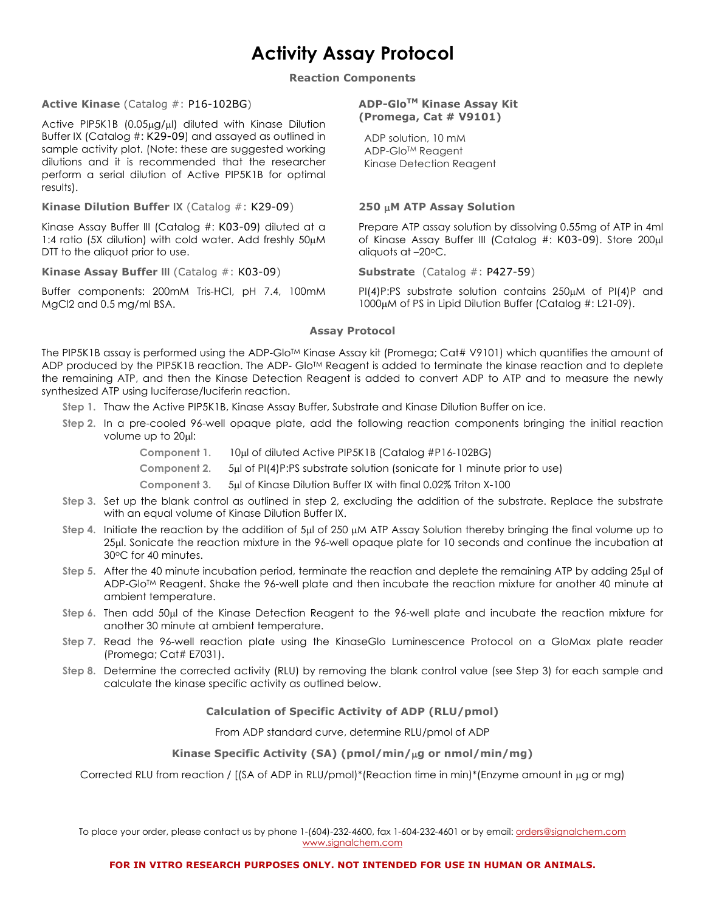# Activity Assay Protocol

## Reaction Components

**Active Kinase** (Catalog #: P16-102BG)

Active PIP5K1B (0.05μg/μl) diluted with Kinase Dilution Buffer IX (Catalog #: K29-09) and assayed as outlined in sample activity plot. (Note: these are suggested working dilutions and it is recommended that the researcher perform a serial dilution of Active PIP5K1B for optimal results).

**Kinase Dilution Buffer IX** (Catalog #: K29-09)

Kinase Assay Buffer III (Catalog #: K03-09) diluted at a 1:4 ratio (5X dilution) with cold water. Add freshly 50μM DTT to the aliquot prior to use.

**Kinase Assay Buffer III** (Catalog #: K03-09)

Buffer components: 200mM Tris-HCl, pH 7.4, 100mM $MgCl_2$ and 0.5 mg/ml BSA.

**ADP-Glo™ Kinase Assay Kit (Promega, Cat # V9101)**

ADP solution, 10 mM
ADP-Glo™ Reagent
Kinase Detection Reagent

**250 μM ATP Assay Solution**

Prepare ATP assay solution by dissolving 0.55mg of ATP in 4ml of Kinase Assay Buffer III (Catalog #: K03-09). Store 200μl aliquots at –20°C.

**Substrate** (Catalog #: P427-59)

PI(4)P:PS substrate solution contains 250μM of PI(4)P and 1000μM of PS in Lipid Dilution Buffer (Catalog #: L21-09).

## Assay Protocol

The PIP5K1B assay is performed using the ADP-Glo™ Kinase Assay kit (Promega; Cat# V9101) which quantifies the amount of ADP produced by the PIP5K1B reaction. The ADP- Glo™ Reagent is added to terminate the kinase reaction and to deplete the remaining ATP, and then the Kinase Detection Reagent is added to convert ADP to ATP and to measure the newly synthesized ATP using luciferase/luciferin reaction.

- **Step 1.** Thaw the Active PIP5K1B, Kinase Assay Buffer, Substrate and Kinase Dilution Buffer on ice.
- **Step 2.** In a pre-cooled 96-well opaque plate, add the following reaction components bringing the initial reaction volume up to 20μl:
  - **Component 1.** 10μl of diluted Active PIP5K1B (Catalog #P16-102BG)
  - **Component 2.** 5μl of PI(4)P:PS substrate solution (sonicate for 1 minute prior to use)
  - **Component 3.** 5μl of Kinase Dilution Buffer IX with final 0.02% Triton X-100
- **Step 3.** Set up the blank control as outlined in step 2, excluding the addition of the substrate. Replace the substrate with an equal volume of Kinase Dilution Buffer IX.
- **Step 4.** Initiate the reaction by the addition of 5μl of 250 μM ATP Assay Solution thereby bringing the final volume up to 25μl. Sonicate the reaction mixture in the 96-well opaque plate for 10 seconds and continue the incubation at 30°C for 40 minutes.
- **Step 5.** After the 40 minute incubation period, terminate the reaction and deplete the remaining ATP by adding 25μl of ADP-Glo™ Reagent. Shake the 96-well plate and then incubate the reaction mixture for another 40 minute at ambient temperature.
- **Step 6.** Then add 50μl of the Kinase Detection Reagent to the 96-well plate and incubate the reaction mixture for another 30 minute at ambient temperature.
- **Step 7.** Read the 96-well reaction plate using the KinaseGlo Luminescence Protocol on a GloMax plate reader (Promega; Cat# E7031).
- **Step 8.** Determine the corrected activity (RLU) by removing the blank control value (see Step 3) for each sample and calculate the kinase specific activity as outlined below.

### Calculation of Specific Activity of ADP (RLU/pmol)

From ADP standard curve, determine RLU/pmol of ADP

### Kinase Specific Activity (SA) (pmol/min/μg or nmol/min/mg)

Corrected RLU from reaction / [(SA of ADP in RLU/pmol)*(Reaction time in min)*(Enzyme amount in μg or mg)

To place your order, please contact us by phone 1-(604)-232-4600, fax 1-604-232-4601 or by email: orders@signalchem.com
www.signalchem.com

**FOR IN VITRO RESEARCH PURPOSES ONLY. NOT INTENDED FOR USE IN HUMAN OR ANIMALS.**